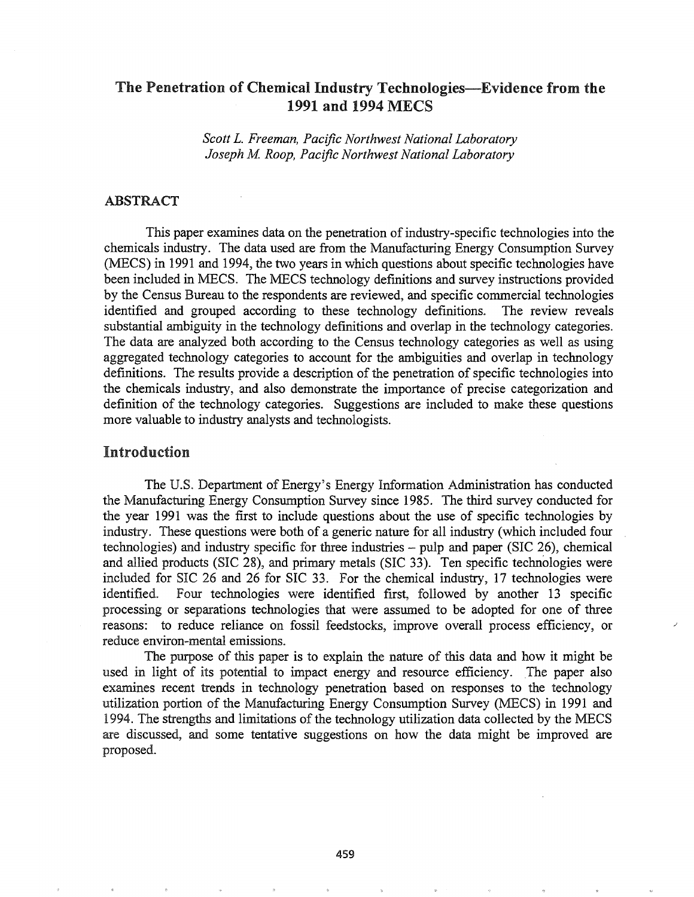# The Penetration of Chemical Industry Technologies—Evidence from the 1991 and 1994 MECS

*Scott L. Freeman, Pacific Northwest National Laboratory*
*Joseph M. Roop, Pacific Northwest National Laboratory*

## ABSTRACT

This paper examines data on the penetration of industry-specific technologies into the chemicals industry. The data used are from the Manufacturing Energy Consumption Survey (MECS) in 1991 and 1994, the two years in which questions about specific technologies have been included in MECS. The MECS technology definitions and survey instructions provided by the Census Bureau to the respondents are reviewed, and specific commercial technologies identified and grouped according to these technology definitions. The review reveals substantial ambiguity in the technology definitions and overlap in the technology categories. The data are analyzed both according to the Census technology categories as well as using aggregated technology categories to account for the ambiguities and overlap in technology definitions. The results provide a description of the penetration of specific technologies into the chemicals industry, and also demonstrate the importance of precise categorization and definition of the technology categories. Suggestions are included to make these questions more valuable to industry analysts and technologists.

## Introduction

The U.S. Department of Energy's Energy Information Administration has conducted the Manufacturing Energy Consumption Survey since 1985. The third survey conducted for the year 1991 was the first to include questions about the use of specific technologies by industry. These questions were both of a generic nature for all industry (which included four technologies) and industry specific for three industries – pulp and paper (SIC 26), chemical and allied products (SIC 28), and primary metals (SIC 33). Ten specific technologies were included for SIC 26 and 26 for SIC 33. For the chemical industry, 17 technologies were identified. Four technologies were identified first, followed by another 13 specific processing or separations technologies that were assumed to be adopted for one of three reasons: to reduce reliance on fossil feedstocks, improve overall process efficiency, or reduce environ-mental emissions.

The purpose of this paper is to explain the nature of this data and how it might be used in light of its potential to impact energy and resource efficiency. The paper also examines recent trends in technology penetration based on responses to the technology utilization portion of the Manufacturing Energy Consumption Survey (MECS) in 1991 and 1994. The strengths and limitations of the technology utilization data collected by the MECS are discussed, and some tentative suggestions on how the data might be improved are proposed.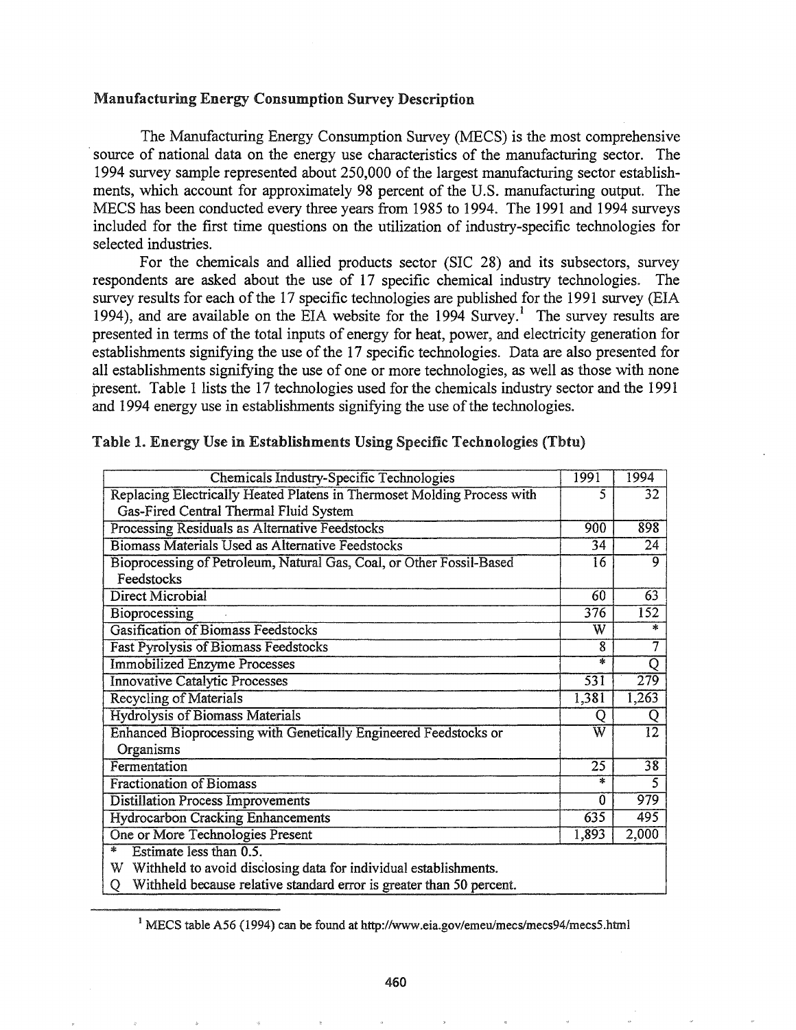## Manufacturing Energy Consumption Survey Description

The Manufacturing Energy Consumption Survey (MECS) is the most comprehensive source of national data on the energy use characteristics of the manufacturing sector. The 1994 survey sample represented about 250,000 of the largest manufacturing sector establishments, which account for approximately 98 percent of the U.S. manufacturing output. The MECS has been conducted every three years from 1985 to 1994. The 1991 and 1994 surveys included for the first time questions on the utilization of industry-specific technologies for selected industries.

For the chemicals and allied products sector (SIC 28) and its subsectors, survey respondents are asked about the use of 17 specific chemical industry technologies. The survey results for each of the 17 specific technologies are published for the 1991 survey (EIA 1994), and are available on the EIA website for the 1994 Survey.[1] The survey results are presented in terms of the total inputs of energy for heat, power, and electricity generation for establishments signifying the use of the 17 specific technologies. Data are also presented for all establishments signifying the use of one or more technologies, as well as those with none present. Table 1 lists the 17 technologies used for the chemicals industry sector and the 1991 and 1994 energy use in establishments signifying the use of the technologies.

**Table 1. Energy Use in Establishments Using Specific Technologies (Tbtu)**

| Chemicals Industry-Specific Technologies | 1991 | 1994 |
|---|---|---|
| Replacing Electrically Heated Platens in Thermoset Molding Process with Gas-Fired Central Thermal Fluid System | 5 | 32 |
| Processing Residuals as Alternative Feedstocks | 900 | 898 |
| Biomass Materials Used as Alternative Feedstocks | 34 | 24 |
| Bioprocessing of Petroleum, Natural Gas, Coal, or Other Fossil-Based Feedstocks | 16 | 9 |
| Direct Microbial | 60 | 63 |
| Bioprocessing | 376 | 152 |
| Gasification of Biomass Feedstocks | W | * |
| Fast Pyrolysis of Biomass Feedstocks | 8 | 7 |
| Immobilized Enzyme Processes | * | Q |
| Innovative Catalytic Processes | 531 | 279 |
| Recycling of Materials | 1,381 | 1,263 |
| Hydrolysis of Biomass Materials | Q | Q |
| Enhanced Bioprocessing with Genetically Engineered Feedstocks or Organisms | W | 12 |
| Fermentation | 25 | 38 |
| Fractionation of Biomass | * | 5 |
| Distillation Process Improvements | 0 | 979 |
| Hydrocarbon Cracking Enhancements | 635 | 495 |
| One or More Technologies Present | 1,893 | 2,000 |

\* Estimate less than 0.5.
W Withheld to avoid disclosing data for individual establishments.
Q Withheld because relative standard error is greater than 50 percent.

[1] MECS table A56 (1994) can be found at http://www.eia.gov/emeu/mecs/mecs94/mecs5.html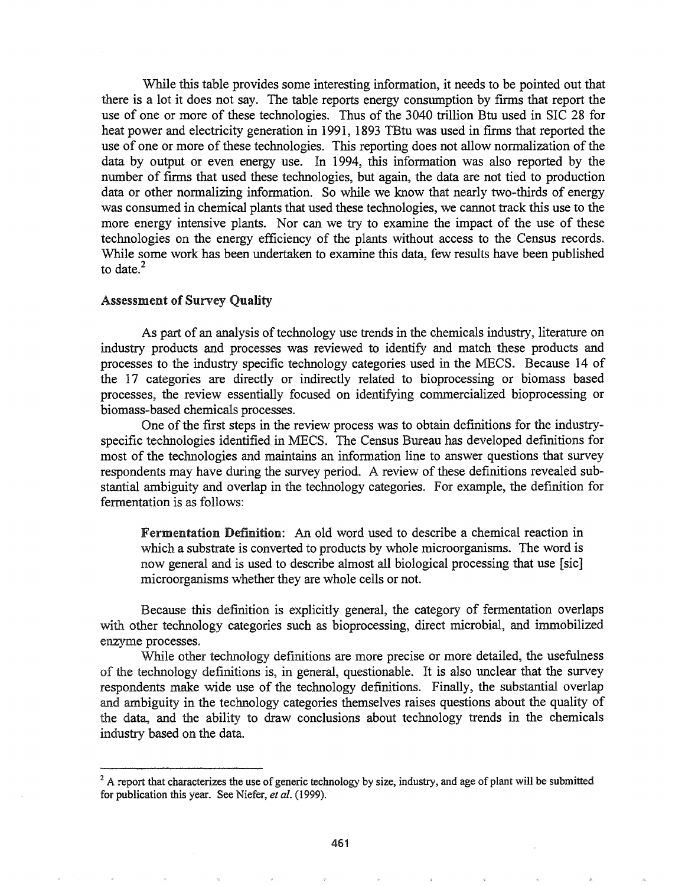While this table provides some interesting information, it needs to be pointed out that there is a lot it does not say. The table reports energy consumption by firms that report the use of one or more of these technologies. Thus of the 3040 trillion Btu used in SIC 28 for heat power and electricity generation in 1991, 1893 TBtu was used in firms that reported the use of one or more of these technologies. This reporting does not allow normalization of the data by output or even energy use. In 1994, this information was also reported by the number of firms that used these technologies, but again, the data are not tied to production data or other normalizing information. So while we know that nearly two-thirds of energy was consumed in chemical plants that used these technologies, we cannot track this use to the more energy intensive plants. Nor can we try to examine the impact of the use of these technologies on the energy efficiency of the plants without access to the Census records. While some work has been undertaken to examine this data, few results have been published to date.[2]

## Assessment of Survey Quality

As part of an analysis of technology use trends in the chemicals industry, literature on industry products and processes was reviewed to identify and match these products and processes to the industry specific technology categories used in the MECS. Because 14 of the 17 categories are directly or indirectly related to bioprocessing or biomass based processes, the review essentially focused on identifying commercialized bioprocessing or biomass-based chemicals processes.

One of the first steps in the review process was to obtain definitions for the industry-specific technologies identified in MECS. The Census Bureau has developed definitions for most of the technologies and maintains an information line to answer questions that survey respondents may have during the survey period. A review of these definitions revealed substantial ambiguity and overlap in the technology categories. For example, the definition for fermentation is as follows:

> **Fermentation Definition:** An old word used to describe a chemical reaction in which a substrate is converted to products by whole microorganisms. The word is now general and is used to describe almost all biological processing that use [sic] microorganisms whether they are whole cells or not.

Because this definition is explicitly general, the category of fermentation overlaps with other technology categories such as bioprocessing, direct microbial, and immobilized enzyme processes.

While other technology definitions are more precise or more detailed, the usefulness of the technology definitions is, in general, questionable. It is also unclear that the survey respondents make wide use of the technology definitions. Finally, the substantial overlap and ambiguity in the technology categories themselves raises questions about the quality of the data, and the ability to draw conclusions about technology trends in the chemicals industry based on the data.

---

[2] A report that characterizes the use of generic technology by size, industry, and age of plant will be submitted for publication this year. See Niefer, *et al.* (1999).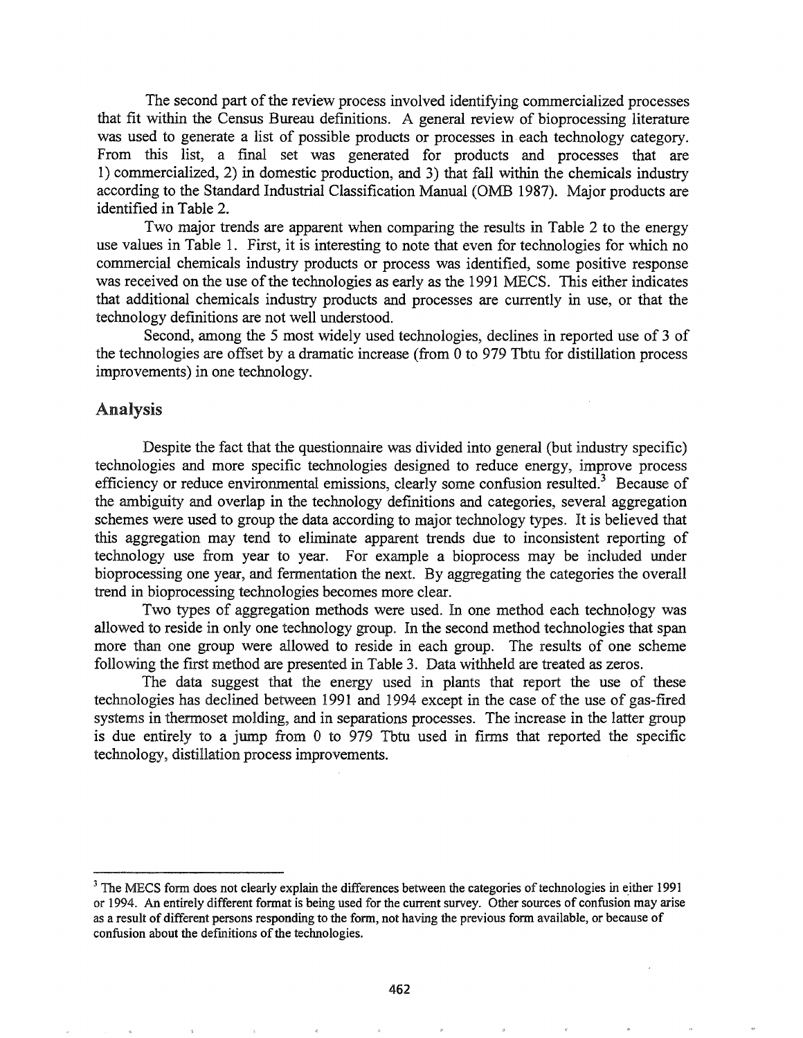The second part of the review process involved identifying commercialized processes that fit within the Census Bureau definitions. A general review of bioprocessing literature was used to generate a list of possible products or processes in each technology category. From this list, a final set was generated for products and processes that are 1) commercialized, 2) in domestic production, and 3) that fall within the chemicals industry according to the Standard Industrial Classification Manual (OMB 1987). Major products are identified in Table 2.

Two major trends are apparent when comparing the results in Table 2 to the energy use values in Table 1. First, it is interesting to note that even for technologies for which no commercial chemicals industry products or process was identified, some positive response was received on the use of the technologies as early as the 1991 MECS. This either indicates that additional chemicals industry products and processes are currently in use, or that the technology definitions are not well understood.

Second, among the 5 most widely used technologies, declines in reported use of 3 of the technologies are offset by a dramatic increase (from 0 to 979 Tbtu for distillation process improvements) in one technology.

## Analysis

Despite the fact that the questionnaire was divided into general (but industry specific) technologies and more specific technologies designed to reduce energy, improve process efficiency or reduce environmental emissions, clearly some confusion resulted.[3] Because of the ambiguity and overlap in the technology definitions and categories, several aggregation schemes were used to group the data according to major technology types. It is believed that this aggregation may tend to eliminate apparent trends due to inconsistent reporting of technology use from year to year. For example a bioprocess may be included under bioprocessing one year, and fermentation the next. By aggregating the categories the overall trend in bioprocessing technologies becomes more clear.

Two types of aggregation methods were used. In one method each technology was allowed to reside in only one technology group. In the second method technologies that span more than one group were allowed to reside in each group. The results of one scheme following the first method are presented in Table 3. Data withheld are treated as zeros.

The data suggest that the energy used in plants that report the use of these technologies has declined between 1991 and 1994 except in the case of the use of gas-fired systems in thermoset molding, and in separations processes. The increase in the latter group is due entirely to a jump from 0 to 979 Tbtu used in firms that reported the specific technology, distillation process improvements.

---

[3] The MECS form does not clearly explain the differences between the categories of technologies in either 1991 or 1994. An entirely different format is being used for the current survey. Other sources of confusion may arise as a result of different persons responding to the form, not having the previous form available, or because of confusion about the definitions of the technologies.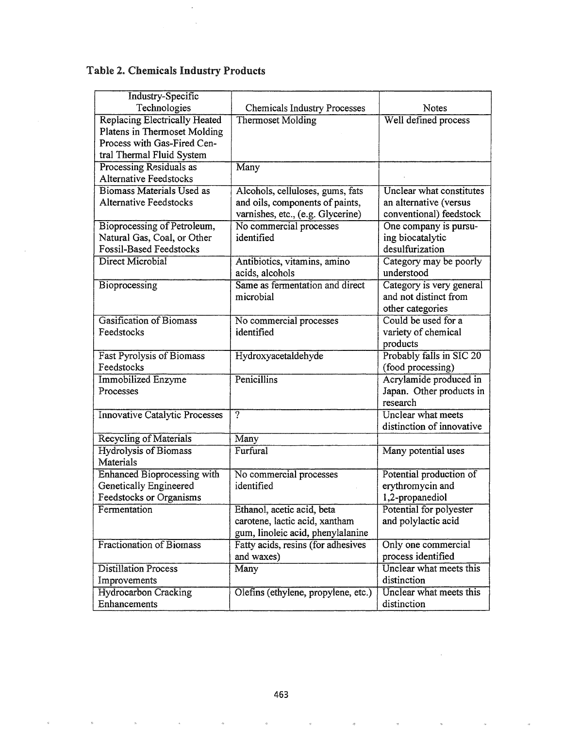## Table 2. Chemicals Industry Products

| Industry-Specific Technologies | Chemicals Industry Processes | Notes |
|---|---|---|
| Replacing Electrically Heated Platens in Thermoset Molding Process with Gas-Fired Central Thermal Fluid System | Thermoset Molding | Well defined process |
| Processing Residuals as Alternative Feedstocks | Many | |
| Biomass Materials Used as Alternative Feedstocks | Alcohols, celluloses, gums, fats and oils, components of paints, varnishes, etc., (e.g. Glycerine) | Unclear what constitutes an alternative (versus conventional) feedstock |
| Bioprocessing of Petroleum, Natural Gas, Coal, or Other Fossil-Based Feedstocks | No commercial processes identified | One company is pursuing biocatalytic desulfurization |
| Direct Microbial | Antibiotics, vitamins, amino acids, alcohols | Category may be poorly understood |
| Bioprocessing | Same as fermentation and direct microbial | Category is very general and not distinct from other categories |
| Gasification of Biomass Feedstocks | No commercial processes identified | Could be used for a variety of chemical products |
| Fast Pyrolysis of Biomass Feedstocks | Hydroxyacetaldehyde | Probably falls in SIC 20 (food processing) |
| Immobilized Enzyme Processes | Penicillins | Acrylamide produced in Japan. Other products in research |
| Innovative Catalytic Processes | ? | Unclear what meets distinction of innovative |
| Recycling of Materials | Many | |
| Hydrolysis of Biomass Materials | Furfural | Many potential uses |
| Enhanced Bioprocessing with Genetically Engineered Feedstocks or Organisms | No commercial processes identified | Potential production of erythromycin and 1,2-propanediol |
| Fermentation | Ethanol, acetic acid, beta carotene, lactic acid, xantham gum, linoleic acid, phenylalanine | Potential for polyester and polylactic acid |
| Fractionation of Biomass | Fatty acids, resins (for adhesives and waxes) | Only one commercial process identified |
| Distillation Process Improvements | Many | Unclear what meets this distinction |
| Hydrocarbon Cracking Enhancements | Olefins (ethylene, propylene, etc.) | Unclear what meets this distinction |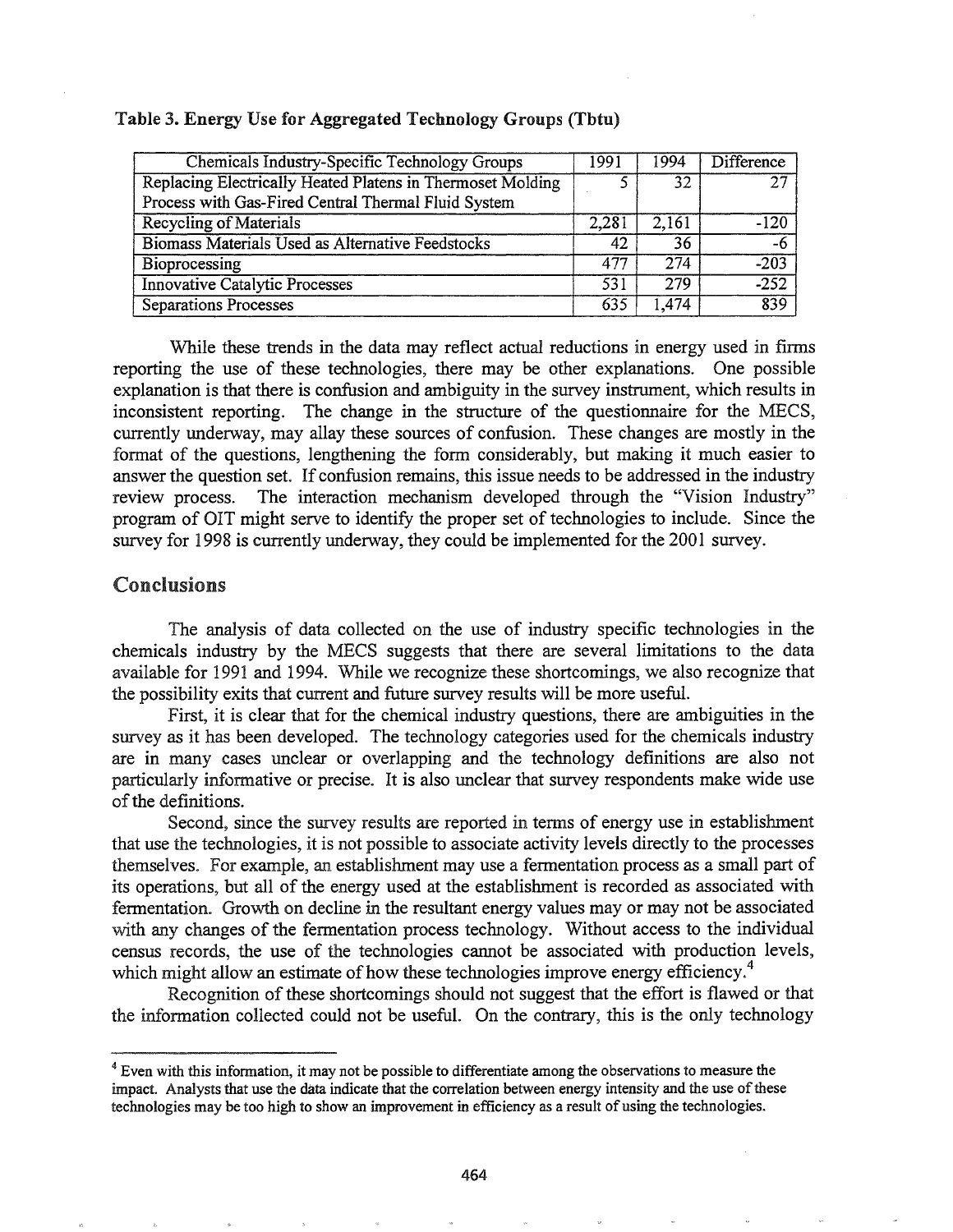**Table 3. Energy Use for Aggregated Technology Groups (Tbtu)**

| Chemicals Industry-Specific Technology Groups | 1991 | 1994 | Difference |
|---|---|---|---|
| Replacing Electrically Heated Platens in Thermoset Molding Process with Gas-Fired Central Thermal Fluid System | 5 | 32 | 27 |
| Recycling of Materials | 2,281 | 2,161 | -120 |
| Biomass Materials Used as Alternative Feedstocks | 42 | 36 | -6 |
| Bioprocessing | 477 | 274 | -203 |
| Innovative Catalytic Processes | 531 | 279 | -252 |
| Separations Processes | 635 | 1,474 | 839 |

While these trends in the data may reflect actual reductions in energy used in firms reporting the use of these technologies, there may be other explanations. One possible explanation is that there is confusion and ambiguity in the survey instrument, which results in inconsistent reporting. The change in the structure of the questionnaire for the MECS, currently underway, may allay these sources of confusion. These changes are mostly in the format of the questions, lengthening the form considerably, but making it much easier to answer the question set. If confusion remains, this issue needs to be addressed in the industry review process. The interaction mechanism developed through the "Vision Industry" program of OIT might serve to identify the proper set of technologies to include. Since the survey for 1998 is currently underway, they could be implemented for the 2001 survey.

## Conclusions

The analysis of data collected on the use of industry specific technologies in the chemicals industry by the MECS suggests that there are several limitations to the data available for 1991 and 1994. While we recognize these shortcomings, we also recognize that the possibility exits that current and future survey results will be more useful.

First, it is clear that for the chemical industry questions, there are ambiguities in the survey as it has been developed. The technology categories used for the chemicals industry are in many cases unclear or overlapping and the technology definitions are also not particularly informative or precise. It is also unclear that survey respondents make wide use of the definitions.

Second, since the survey results are reported in terms of energy use in establishment that use the technologies, it is not possible to associate activity levels directly to the processes themselves. For example, an establishment may use a fermentation process as a small part of its operations, but all of the energy used at the establishment is recorded as associated with fermentation. Growth on decline in the resultant energy values may or may not be associated with any changes of the fermentation process technology. Without access to the individual census records, the use of the technologies cannot be associated with production levels, which might allow an estimate of how these technologies improve energy efficiency.[4]

Recognition of these shortcomings should not suggest that the effort is flawed or that the information collected could not be useful. On the contrary, this is the only technology

---

[4] Even with this information, it may not be possible to differentiate among the observations to measure the impact. Analysts that use the data indicate that the correlation between energy intensity and the use of these technologies may be too high to show an improvement in efficiency as a result of using the technologies.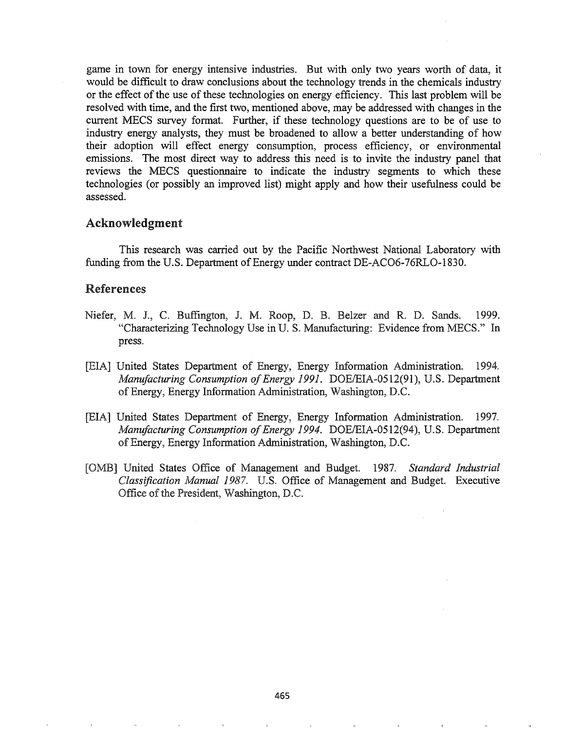game in town for energy intensive industries. But with only two years worth of data, it would be difficult to draw conclusions about the technology trends in the chemicals industry or the effect of the use of these technologies on energy efficiency. This last problem will be resolved with time, and the first two, mentioned above, may be addressed with changes in the current MECS survey format. Further, if these technology questions are to be of use to industry energy analysts, they must be broadened to allow a better understanding of how their adoption will effect energy consumption, process efficiency, or environmental emissions. The most direct way to address this need is to invite the industry panel that reviews the MECS questionnaire to indicate the industry segments to which these technologies (or possibly an improved list) might apply and how their usefulness could be assessed.

## Acknowledgment

This research was carried out by the Pacific Northwest National Laboratory with funding from the U.S. Department of Energy under contract DE-AC06-76RLO-1830.

## References

Niefer, M. J., C. Buffington, J. M. Roop, D. B. Belzer and R. D. Sands. 1999. "Characterizing Technology Use in U. S. Manufacturing: Evidence from MECS." In press.

[EIA] United States Department of Energy, Energy Information Administration. 1994. *Manufacturing Consumption of Energy 1991*. DOE/EIA-0512(91), U.S. Department of Energy, Energy Information Administration, Washington, D.C.

[EIA] United States Department of Energy, Energy Information Administration. 1997. *Manufacturing Consumption of Energy 1994*. DOE/EIA-0512(94), U.S. Department of Energy, Energy Information Administration, Washington, D.C.

[OMB] United States Office of Management and Budget. 1987. *Standard Industrial Classification Manual 1987*. U.S. Office of Management and Budget. Executive Office of the President, Washington, D.C.